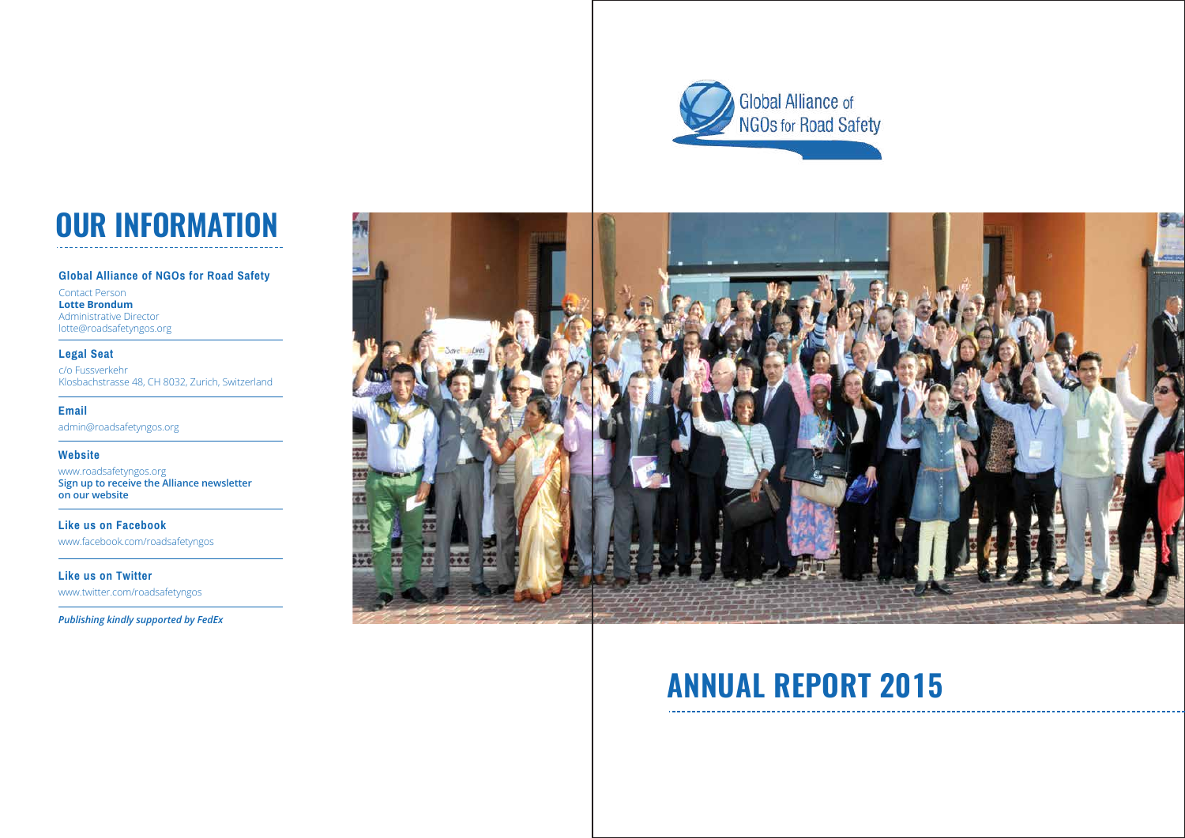# OUR INFORMATION

### Global Alliance of NGOs for Road Safety

Contact Person
**Lotte Brondum**
Administrative Director
lotte@roadsafetyngos.org

### Legal Seat

c/o Fussverkehr
Klosbachstrasse 48, CH 8032, Zurich, Switzerland

### Email

admin@roadsafetyngos.org

### Website

www.roadsafetyngos.org
**Sign up to receive the Alliance newsletter on our website**

### Like us on Facebook

www.facebook.com/roadsafetyngos

### Like us on Twitter

www.twitter.com/roadsafetyngos

***Publishing kindly supported by FedEx***

Global Alliance of NGOs for Road Safety

# ANNUAL REPORT 2015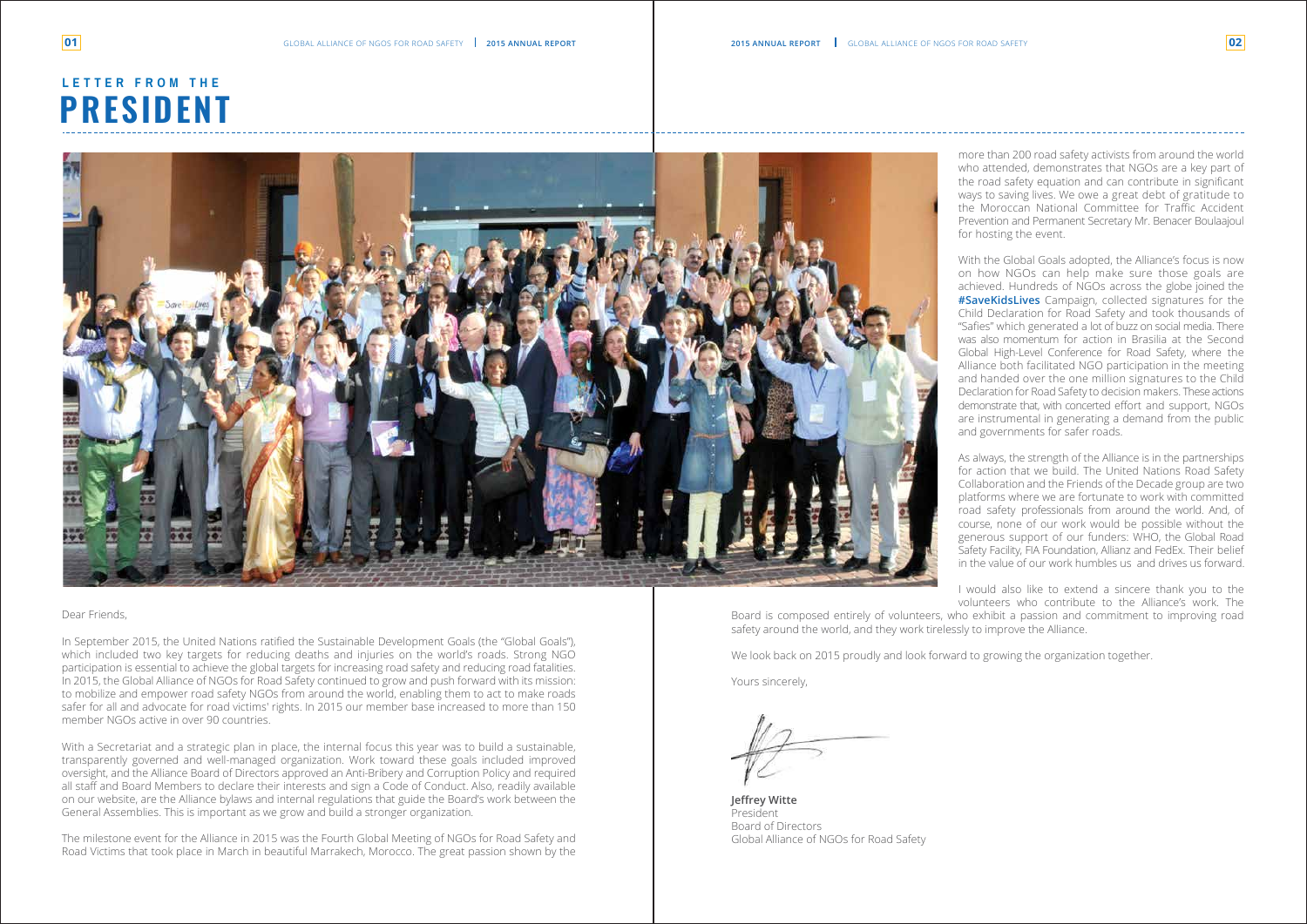# LETTER FROM THE PRESIDENT

Dear Friends,

In September 2015, the United Nations ratified the Sustainable Development Goals (the "Global Goals"), which included two key targets for reducing deaths and injuries on the world's roads. Strong NGO participation is essential to achieve the global targets for increasing road safety and reducing road fatalities. In 2015, the Global Alliance of NGOs for Road Safety continued to grow and push forward with its mission: to mobilize and empower road safety NGOs from around the world, enabling them to act to make roads safer for all and advocate for road victims' rights. In 2015 our member base increased to more than 150 member NGOs active in over 90 countries.

With a Secretariat and a strategic plan in place, the internal focus this year was to build a sustainable, transparently governed and well-managed organization. Work toward these goals included improved oversight, and the Alliance Board of Directors approved an Anti-Bribery and Corruption Policy and required all staff and Board Members to declare their interests and sign a Code of Conduct. Also, readily available on our website, are the Alliance bylaws and internal regulations that guide the Board's work between the General Assemblies. This is important as we grow and build a stronger organization.

The milestone event for the Alliance in 2015 was the Fourth Global Meeting of NGOs for Road Safety and Road Victims that took place in March in beautiful Marrakech, Morocco. The great passion shown by the more than 200 road safety activists from around the world who attended, demonstrates that NGOs are a key part of the road safety equation and can contribute in significant ways to saving lives. We owe a great debt of gratitude to the Moroccan National Committee for Traffic Accident Prevention and Permanent Secretary Mr. Benacer Boulaajoul for hosting the event.

With the Global Goals adopted, the Alliance's focus is now on how NGOs can help make sure those goals are achieved. Hundreds of NGOs across the globe joined the **#SaveKidsLives** Campaign, collected signatures for the Child Declaration for Road Safety and took thousands of "Safies" which generated a lot of buzz on social media. There was also momentum for action in Brasilia at the Second Global High-Level Conference for Road Safety, where the Alliance both facilitated NGO participation in the meeting and handed over the one million signatures to the Child Declaration for Road Safety to decision makers. These actions demonstrate that, with concerted effort and support, NGOs are instrumental in generating a demand from the public and governments for safer roads.

As always, the strength of the Alliance is in the partnerships for action that we build. The United Nations Road Safety Collaboration and the Friends of the Decade group are two platforms where we are fortunate to work with committed road safety professionals from around the world. And, of course, none of our work would be possible without the generous support of our funders: WHO, the Global Road Safety Facility, FIA Foundation, Allianz and FedEx. Their belief in the value of our work humbles us and drives us forward.

I would also like to extend a sincere thank you to the volunteers who contribute to the Alliance's work. The Board is composed entirely of volunteers, who exhibit a passion and commitment to improving road safety around the world, and they work tirelessly to improve the Alliance.

We look back on 2015 proudly and look forward to growing the organization together.

Yours sincerely,

**Jeffrey Witte**
President
Board of Directors
Global Alliance of NGOs for Road Safety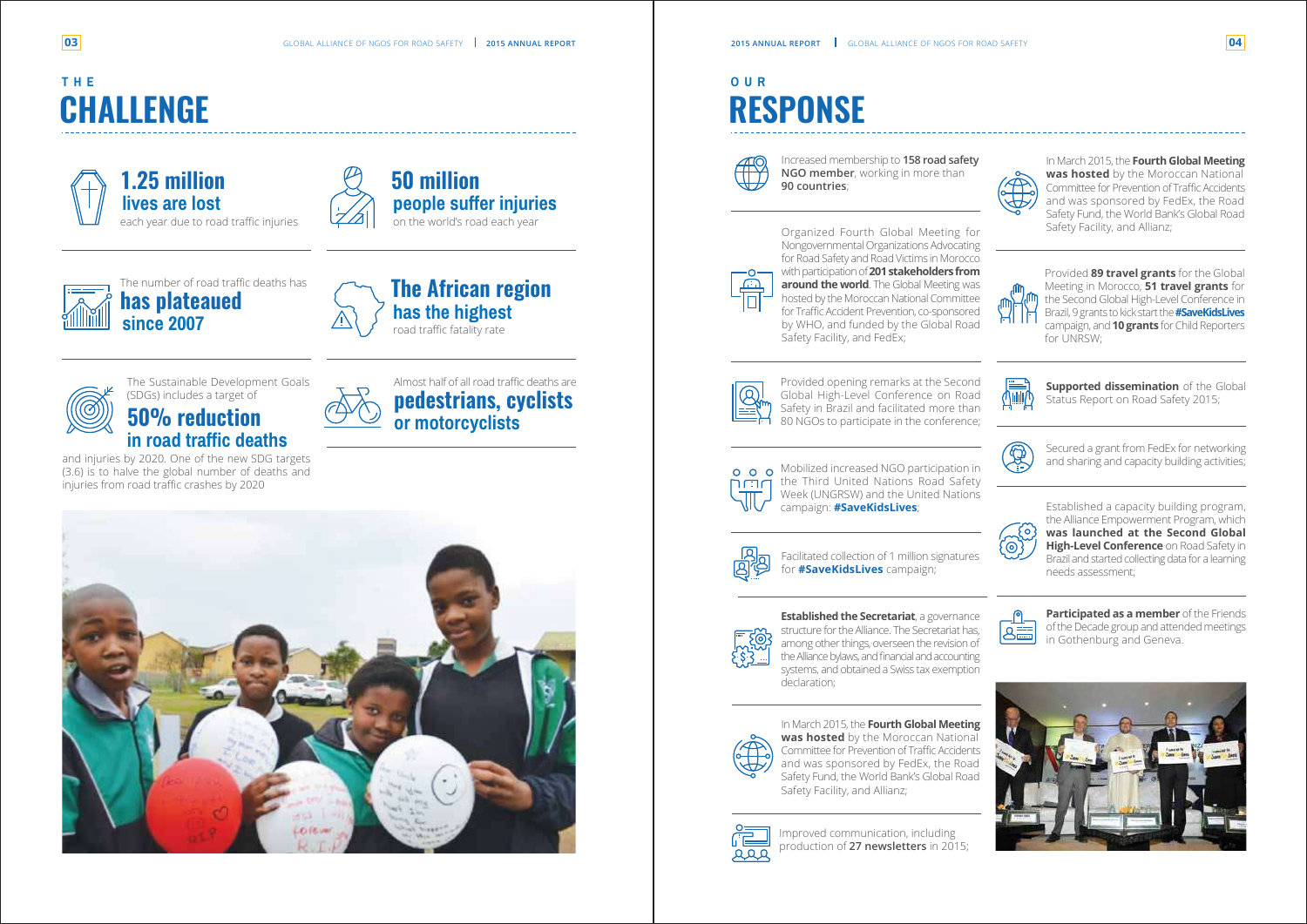# THE CHALLENGE

**1.25 million lives are lost** each year due to road traffic injuries

**50 million people suffer injuries** on the world's road each year

The number of road traffic deaths has **has plateaued since 2007**

**The African region has the highest** road traffic fatality rate

The Sustainable Development Goals (SDGs) includes a target of **50% reduction in road traffic deaths** and injuries by 2020. One of the new SDG targets (3.6) is to halve the global number of deaths and injuries from road traffic crashes by 2020

Almost half of all road traffic deaths are **pedestrians, cyclists or motorcyclists**

# OUR RESPONSE

- Increased membership to **158 road safety NGO member**, working in more than **90 countries**;
- Organized Fourth Global Meeting for Nongovernmental Organizations Advocating for Road Safety and Road Victims in Morocco with participation of **201 stakeholders from around the world**. The Global Meeting was hosted by the Moroccan National Committee for Traffic Accident Prevention, co-sponsored by WHO, and funded by the Global Road Safety Facility, and FedEx;
- Provided opening remarks at the Second Global High-Level Conference on Road Safety in Brazil and facilitated more than 80 NGOs to participate in the conference;
- Mobilized increased NGO participation in the Third United Nations Road Safety Week (UNGRSW) and the United Nations campaign: **#SaveKidsLives**;
- Facilitated collection of 1 million signatures for **#SaveKidsLives** campaign;
- **Established the Secretariat**, a governance structure for the Alliance. The Secretariat has, among other things, overseen the revision of the Alliance bylaws, and financial and accounting systems, and obtained a Swiss tax exemption declaration;
- In March 2015, the **Fourth Global Meeting was hosted** by the Moroccan National Committee for Prevention of Traffic Accidents and was sponsored by FedEx, the Road Safety Fund, the World Bank's Global Road Safety Facility, and Allianz;
- Improved communication, including production of **27 newsletters** in 2015;
- In March 2015, the **Fourth Global Meeting was hosted** by the Moroccan National Committee for Prevention of Traffic Accidents and was sponsored by FedEx, the Road Safety Fund, the World Bank's Global Road Safety Facility, and Allianz;
- Provided **89 travel grants** for the Global Meeting in Morocco, **51 travel grants** for the Second Global High-Level Conference in Brazil, 9 grants to kick start the **#SaveKidsLives** campaign, and **10 grants** for Child Reporters for UNRSW;
- **Supported dissemination** of the Global Status Report on Road Safety 2015;
- Secured a grant from FedEx for networking and sharing and capacity building activities;
- Established a capacity building program, the Alliance Empowerment Program, which **was launched at the Second Global High-Level Conference** on Road Safety in Brazil and started collecting data for a learning needs assessment;
- **Participated as a member** of the Friends of the Decade group and attended meetings in Gothenburg and Geneva.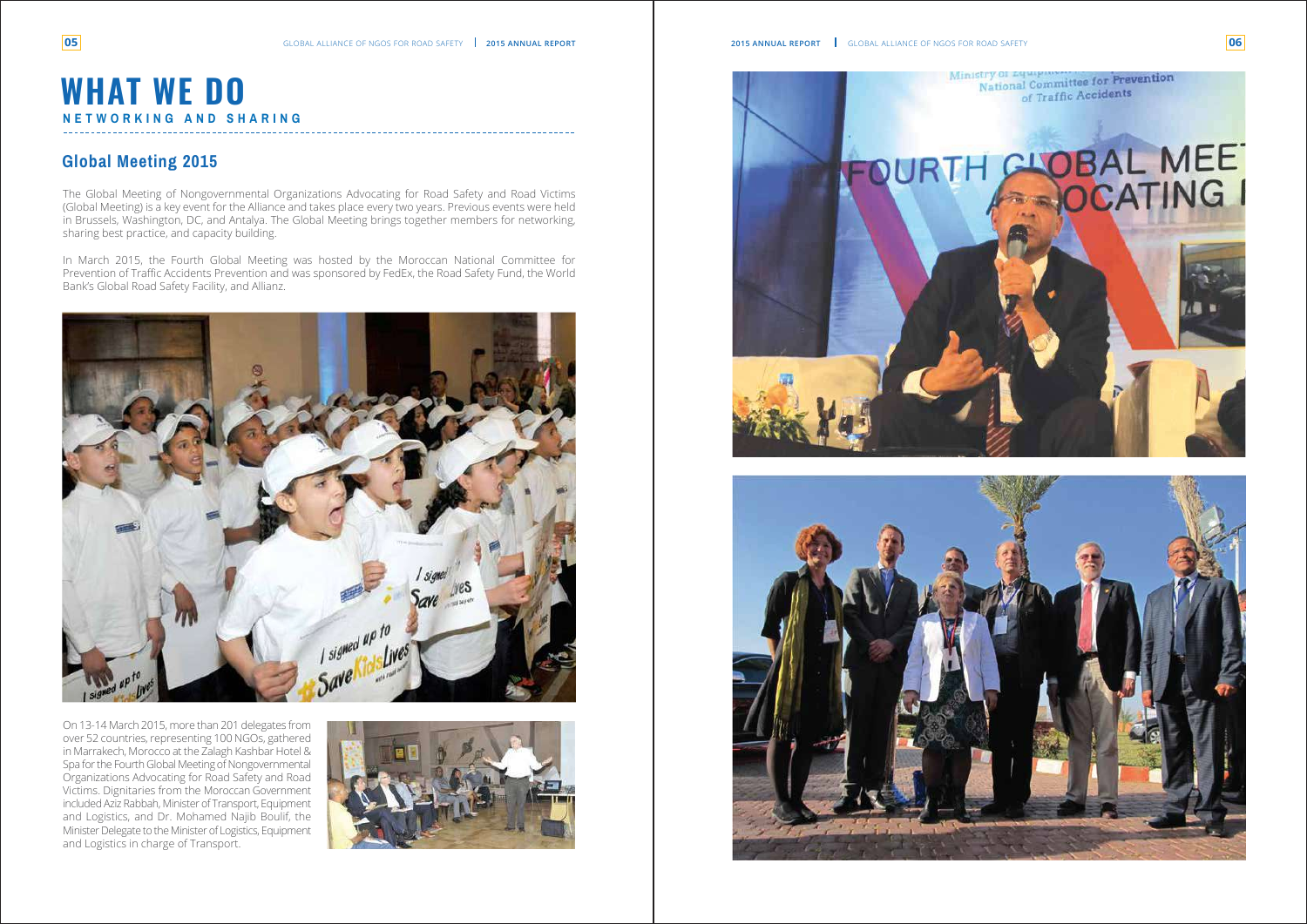# WHAT WE DO

**NETWORKING AND SHARING**

## Global Meeting 2015

The Global Meeting of Nongovernmental Organizations Advocating for Road Safety and Road Victims (Global Meeting) is a key event for the Alliance and takes place every two years. Previous events were held in Brussels, Washington, DC, and Antalya. The Global Meeting brings together members for networking, sharing best practice, and capacity building.

In March 2015, the Fourth Global Meeting was hosted by the Moroccan National Committee for Prevention of Traffic Accidents Prevention and was sponsored by FedEx, the Road Safety Fund, the World Bank's Global Road Safety Facility, and Allianz.

On 13-14 March 2015, more than 201 delegates from over 52 countries, representing 100 NGOs, gathered in Marrakech, Morocco at the Zalagh Kashbar Hotel & Spa for the Fourth Global Meeting of Nongovernmental Organizations Advocating for Road Safety and Road Victims. Dignitaries from the Moroccan Government included Aziz Rabbah, Minister of Transport, Equipment and Logistics, and Dr. Mohamed Najib Boulif, the Minister Delegate to the Minister of Logistics, Equipment and Logistics in charge of Transport.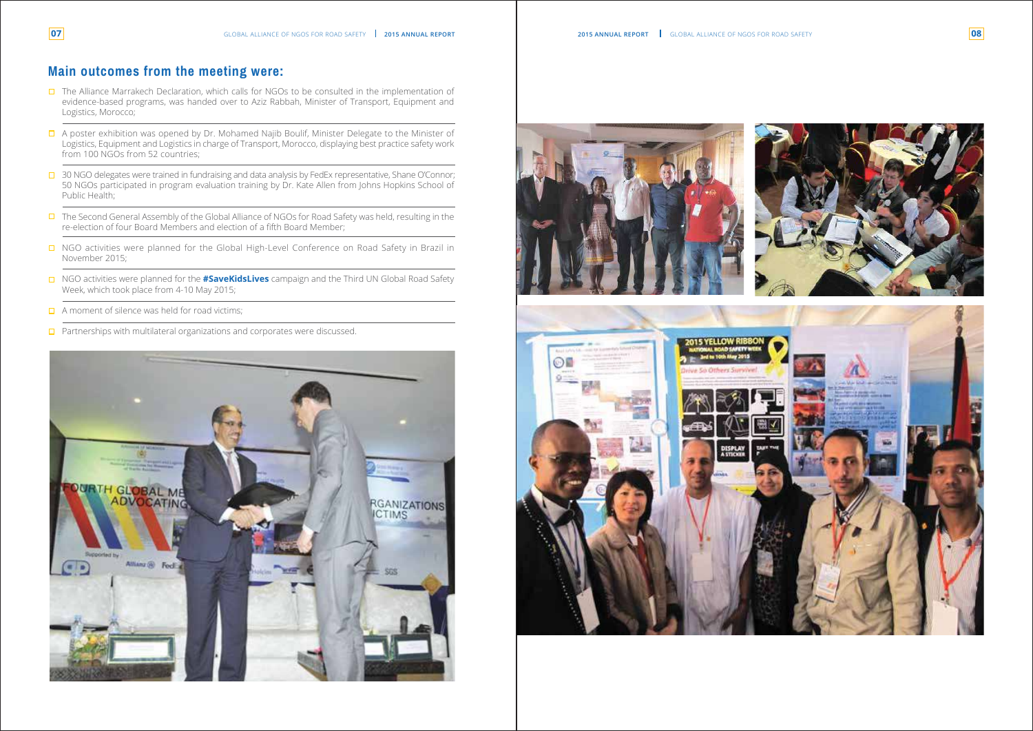## Main outcomes from the meeting were:

- The Alliance Marrakech Declaration, which calls for NGOs to be consulted in the implementation of evidence-based programs, was handed over to Aziz Rabbah, Minister of Transport, Equipment and Logistics, Morocco;
- A poster exhibition was opened by Dr. Mohamed Najib Boulif, Minister Delegate to the Minister of Logistics, Equipment and Logistics in charge of Transport, Morocco, displaying best practice safety work from 100 NGOs from 52 countries;
- 30 NGO delegates were trained in fundraising and data analysis by FedEx representative, Shane O'Connor; 50 NGOs participated in program evaluation training by Dr. Kate Allen from Johns Hopkins School of Public Health;
- The Second General Assembly of the Global Alliance of NGOs for Road Safety was held, resulting in the re-election of four Board Members and election of a fifth Board Member;
- NGO activities were planned for the Global High-Level Conference on Road Safety in Brazil in November 2015;
- NGO activities were planned for the **#SaveKidsLives** campaign and the Third UN Global Road Safety Week, which took place from 4-10 May 2015;
- A moment of silence was held for road victims;
- Partnerships with multilateral organizations and corporates were discussed.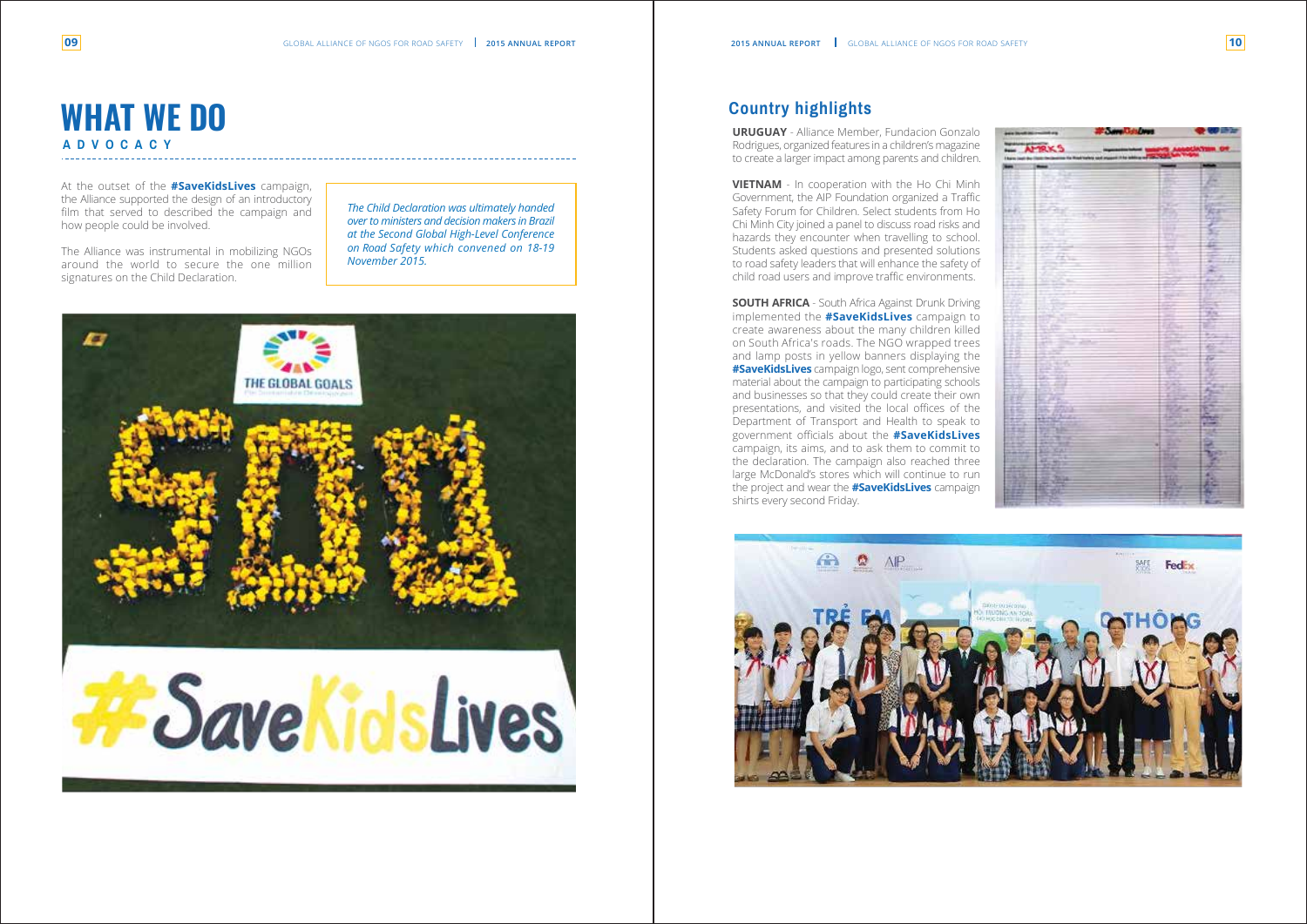# WHAT WE DO

## ADVOCACY

At the outset of the **#SaveKidsLives** campaign, the Alliance supported the design of an introductory film that served to described the campaign and how people could be involved.

The Alliance was instrumental in mobilizing NGOs around the world to secure the one million signatures on the Child Declaration.

*The Child Declaration was ultimately handed over to ministers and decision makers in Brazil at the Second Global High-Level Conference on Road Safety which convened on 18-19 November 2015.*

## Country highlights

**URUGUAY** - Alliance Member, Fundacion Gonzalo Rodrigues, organized features in a children's magazine to create a larger impact among parents and children.

**VIETNAM** - In cooperation with the Ho Chi Minh Government, the AIP Foundation organized a Traffic Safety Forum for Children. Select students from Ho Chi Minh City joined a panel to discuss road risks and hazards they encounter when travelling to school. Students asked questions and presented solutions to road safety leaders that will enhance the safety of child road users and improve traffic environments.

**SOUTH AFRICA** - South Africa Against Drunk Driving implemented the **#SaveKidsLives** campaign to create awareness about the many children killed on South Africa's roads. The NGO wrapped trees and lamp posts in yellow banners displaying the **#SaveKidsLives** campaign logo, sent comprehensive material about the campaign to participating schools and businesses so that they could create their own presentations, and visited the local offices of the Department of Transport and Health to speak to government officials about the **#SaveKidsLives** campaign, its aims, and to ask them to commit to the declaration. The campaign also reached three large McDonald's stores which will continue to run the project and wear the **#SaveKidsLives** campaign shirts every second Friday.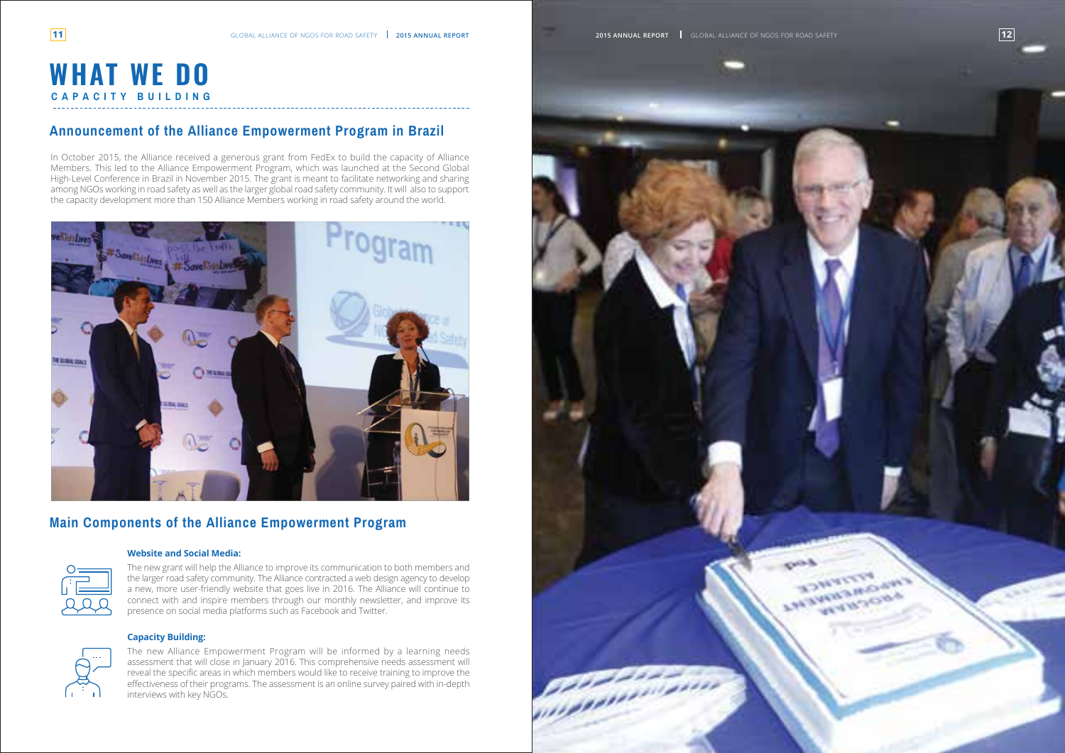# WHAT WE DO

## CAPACITY BUILDING

### Announcement of the Alliance Empowerment Program in Brazil

In October 2015, the Alliance received a generous grant from FedEx to build the capacity of Alliance Members. This led to the Alliance Empowerment Program, which was launched at the Second Global High-Level Conference in Brazil in November 2015. The grant is meant to facilitate networking and sharing among NGOs working in road safety as well as the larger global road safety community. It will also to support the capacity development more than 150 Alliance Members working in road safety around the world.

### Main Components of the Alliance Empowerment Program

**Website and Social Media:**

The new grant will help the Alliance to improve its communication to both members and the larger road safety community. The Alliance contracted a web design agency to develop a new, more user-friendly website that goes live in 2016. The Alliance will continue to connect with and inspire members through our monthly newsletter, and improve its presence on social media platforms such as Facebook and Twitter.

**Capacity Building:**

The new Alliance Empowerment Program will be informed by a learning needs assessment that will close in January 2016. This comprehensive needs assessment will reveal the specific areas in which members would like to receive training to improve the effectiveness of their programs. The assessment is an online survey paired with in-depth interviews with key NGOs.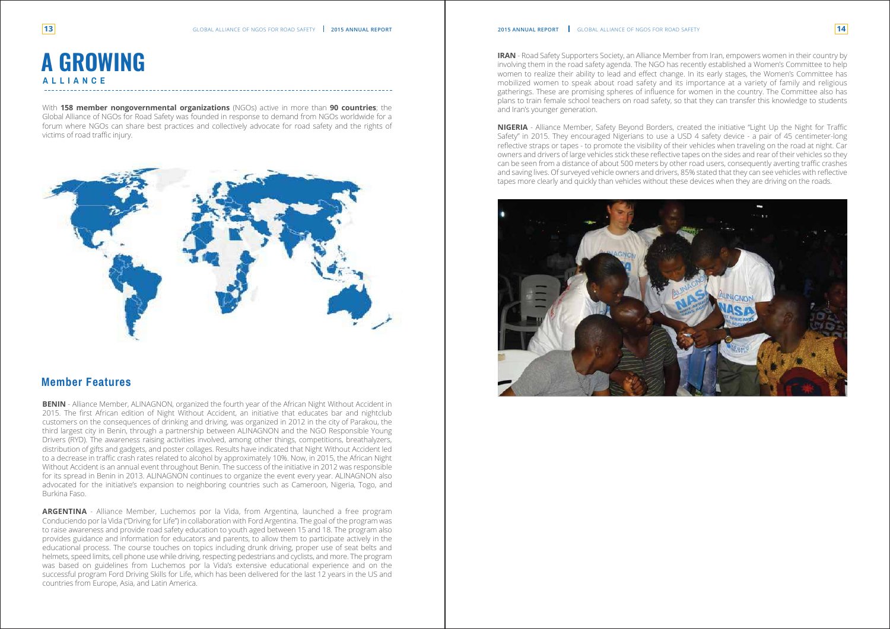# A GROWING ALLIANCE

With **158 member nongovernmental organizations** (NGOs) active in more than **90 countries**; the Global Alliance of NGOs for Road Safety was founded in response to demand from NGOs worldwide for a forum where NGOs can share best practices and collectively advocate for road safety and the rights of victims of road traffic injury.

## Member Features

**BENIN** - Alliance Member, ALINAGNON, organized the fourth year of the African Night Without Accident in 2015. The first African edition of Night Without Accident, an initiative that educates bar and nightclub customers on the consequences of drinking and driving, was organized in 2012 in the city of Parakou, the third largest city in Benin, through a partnership between ALINAGNON and the NGO Responsible Young Drivers (RYD). The awareness raising activities involved, among other things, competitions, breathalyzers, distribution of gifts and gadgets, and poster collages. Results have indicated that Night Without Accident led to a decrease in traffic crash rates related to alcohol by approximately 10%. Now, in 2015, the African Night Without Accident is an annual event throughout Benin. The success of the initiative in 2012 was responsible for its spread in Benin in 2013. ALINAGNON continues to organize the event every year. ALINAGNON also advocated for the initiative's expansion to neighboring countries such as Cameroon, Nigeria, Togo, and Burkina Faso.

**ARGENTINA** - Alliance Member, Luchemos por la Vida, from Argentina, launched a free program Conduciendo por la Vida ("Driving for Life") in collaboration with Ford Argentina. The goal of the program was to raise awareness and provide road safety education to youth aged between 15 and 18. The program also provides guidance and information for educators and parents, to allow them to participate actively in the educational process. The course touches on topics including drunk driving, proper use of seat belts and helmets, speed limits, cell phone use while driving, respecting pedestrians and cyclists, and more. The program was based on guidelines from Luchemos por la Vida's extensive educational experience and on the successful program Ford Driving Skills for Life, which has been delivered for the last 12 years in the US and countries from Europe, Asia, and Latin America.

**IRAN** - Road Safety Supporters Society, an Alliance Member from Iran, empowers women in their country by involving them in the road safety agenda. The NGO has recently established a Women's Committee to help women to realize their ability to lead and effect change. In its early stages, the Women's Committee has mobilized women to speak about road safety and its importance at a variety of family and religious gatherings. These are promising spheres of influence for women in the country. The Committee also has plans to train female school teachers on road safety, so that they can transfer this knowledge to students and Iran's younger generation.

**NIGERIA** - Alliance Member, Safety Beyond Borders, created the initiative "Light Up the Night for Traffic Safety" in 2015. They encouraged Nigerians to use a USD 4 safety device - a pair of 45 centimeter-long reflective straps or tapes - to promote the visibility of their vehicles when traveling on the road at night. Car owners and drivers of large vehicles stick these reflective tapes on the sides and rear of their vehicles so they can be seen from a distance of about 500 meters by other road users, consequently averting traffic crashes and saving lives. Of surveyed vehicle owners and drivers, 85% stated that they can see vehicles with reflective tapes more clearly and quickly than vehicles without these devices when they are driving on the roads.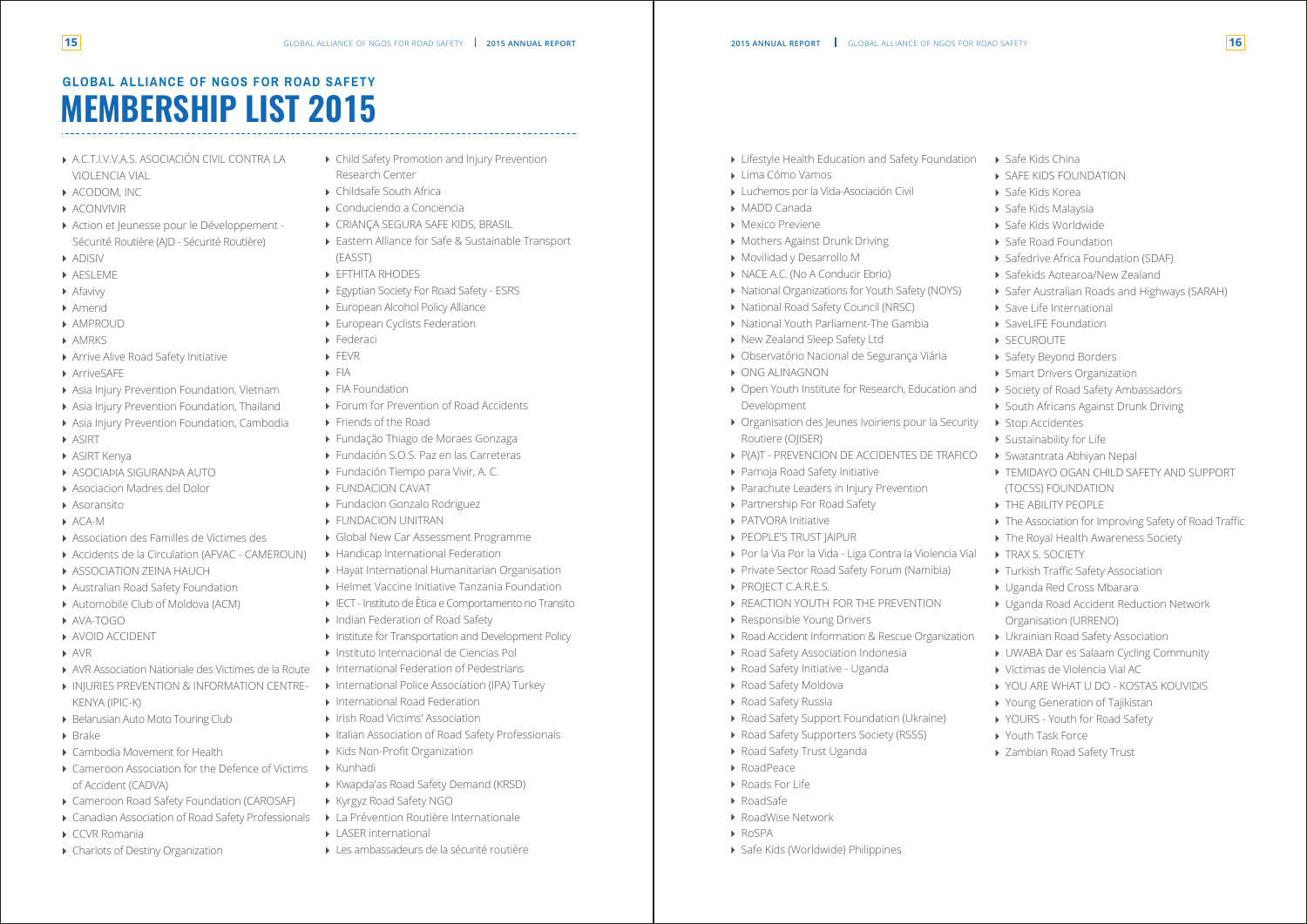## GLOBAL ALLIANCE OF NGOS FOR ROAD SAFETY

# MEMBERSHIP LIST 2015

- A.C.T.I.V.V.A.S. ASOCIACIÓN CIVIL CONTRA LA VIOLENCIA VIAL
- ACODOM, INC
- ACONVIVIR
- Action et Jeunesse pour le Développement - Sécurité Routière (AJD - Sécurité Routière)
- ADISIV
- AESLEME
- Afavivy
- Amend
- AMPROUD
- AMRKS
- Arrive Alive Road Safety Initiative
- ArriveSAFE
- Asia Injury Prevention Foundation, Vietnam
- Asia Injury Prevention Foundation, Thailand
- Asia Injury Prevention Foundation, Cambodia
- ASIRT
- ASIRT Kenya
- ASOCIAÞIA SIGURANÞA AUTO
- Asociacion Madres del Dolor
- Asoransito
- ACA-M
- Association des Familles de Victimes des
- Accidents de la Circulation (AFVAC - CAMEROUN)
- ASSOCIATION ZEINA HAUCH
- Australian Road Safety Foundation
- Automobile Club of Moldova (ACM)
- AVA-TOGO
- AVOID ACCIDENT
- AVR
- AVR Association Nationale des Victimes de la Route
- INJURIES PREVENTION & INFORMATION CENTRE-KENYA (IPIC-K)
- Belarusian Auto Moto Touring Club
- Brake
- Cambodia Movement for Health
- Cameroon Association for the Defence of Victims of Accident (CADVA)
- Cameroon Road Safety Foundation (CAROSAF)
- Canadian Association of Road Safety Professionals
- CCVR Romania
- Chariots of Destiny Organization
- Child Safety Promotion and Injury Prevention Research Center
- Childsafe South Africa
- Conduciendo a Conciencia
- CRIANÇA SEGURA SAFE KIDS, BRASIL
- Eastern Alliance for Safe & Sustainable Transport (EASST)
- EFTHITA RHODES
- Egyptian Society For Road Safety - ESRS
- European Alcohol Policy Alliance
- European Cyclists Federation
- Federaci
- FEVR
- FIA
- FIA Foundation
- Forum for Prevention of Road Accidents
- Friends of the Road
- Fundação Thiago de Moraes Gonzaga
- Fundación S.O.S. Paz en las Carreteras
- Fundación Tiempo para Vivir, A. C.
- FUNDACION CAVAT
- Fundacion Gonzalo Rodriguez
- FUNDACION UNITRAN
- Global New Car Assessment Programme
- Handicap International Federation
- Hayat International Humanitarian Organisation
- Helmet Vaccine Initiative Tanzania Foundation
- IECT - Instituto de Ètica e Comportamento no Transito
- Indian Federation of Road Safety
- Institute for Transportation and Development Policy
- Instituto Internacional de Ciencias Pol
- International Federation of Pedestrians
- International Police Association (IPA) Turkey
- International Road Federation
- Irish Road Victims' Association
- Italian Association of Road Safety Professionals
- Kids Non-Profit Organization
- Kunhadi
- Kwapda'as Road Safety Demand (KRSD)
- Kyrgyz Road Safety NGO
- La Prévention Routière Internationale
- LASER international
- Les ambassadeurs de la sécurité routière
- Lifestyle Health Education and Safety Foundation
- Lima Cómo Vamos
- Luchemos por la Vida-Asociación Civil
- MADD Canada
- Mexico Previene
- Mothers Against Drunk Driving
- Movilidad y Desarrollo M
- NACE A.C. (No A Conducir Ebrio)
- National Organizations for Youth Safety (NOYS)
- National Road Safety Council (NRSC)
- National Youth Parliament-The Gambia
- New Zealand Sleep Safety Ltd
- Observatório Nacional de Segurança Viária
- ONG ALINAGNON
- Open Youth Institute for Research, Education and Development
- Organisation des Jeunes Ivoiriens pour la Security Routiere (OJISER)
- P(A)T - PREVENCION DE ACCIDENTES DE TRAFICO
- Pamoja Road Safety Initiative
- Parachute Leaders in Injury Prevention
- Partnership For Road Safety
- PATVORA Initiative
- PEOPLE'S TRUST JAIPUR
- Por la Via Por la Vida - Liga Contra la Violencia Vial
- Private Sector Road Safety Forum (Namibia)
- PROJECT C.A.R.E.S.
- REACTION YOUTH FOR THE PREVENTION
- Responsible Young Drivers
- Road Accident Information & Rescue Organization
- Road Safety Association Indonesia
- Road Safety Initiative - Uganda
- Road Safety Moldova
- Road Safety Russia
- Road Safety Support Foundation (Ukraine)
- Road Safety Supporters Society (RSSS)
- Road Safety Trust Uganda
- RoadPeace
- Roads For Life
- RoadSafe
- RoadWise Network
- RoSPA
- Safe Kids (Worldwide) Philippines
- Safe Kids China
- SAFE KIDS FOUNDATION
- Safe Kids Korea
- Safe Kids Malaysia
- Safe Kids Worldwide
- Safe Road Foundation
- Safedrive Africa Foundation (SDAF)
- Safekids Aotearoa/New Zealand
- Safer Australian Roads and Highways (SARAH)
- Save Life International
- SaveLIFE Foundation
- SECUROUTE
- Safety Beyond Borders
- Smart Drivers Organization
- Society of Road Safety Ambassadors
- South Africans Against Drunk Driving
- Stop Accidentes
- Sustainability for Life
- Swatantrata Abhiyan Nepal
- TEMIDAYO OGAN CHILD SAFETY AND SUPPORT (TOCSS) FOUNDATION
- THE ABILITY PEOPLE
- The Association for Improving Safety of Road Traffic
- The Royal Health Awareness Society
- TRAX S. SOCIETY
- Turkish Traffic Safety Association
- Uganda Red Cross Mbarara
- Uganda Road Accident Reduction Network Organisation (URRENO)
- Ukrainian Road Safety Association
- UWABA Dar es Salaam Cycling Community
- Victimas de Violencia Vial AC
- YOU ARE WHAT U DO - KOSTAS KOUVIDIS
- Young Generation of Tajikistan
- YOURS - Youth for Road Safety
- Youth Task Force
- Zambian Road Safety Trust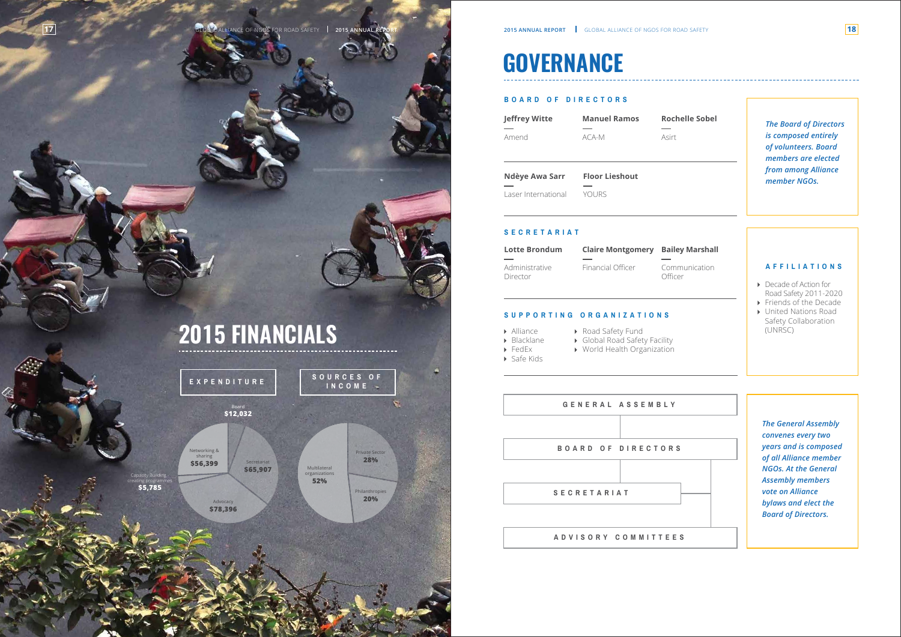# 2015 FINANCIALS

EXPENDITURE

Board
$12,032

Networking & sharing
$56,399

Secretariat
$65,907

Capacity Building creating programmes
$5,785

Advocacy
$78,396

SOURCES OF INCOME

Private Sector
28%

Multilateral organizations
52%

Philanthropies
20%

# GOVERNANCE

## BOARD OF DIRECTORS

**Jeffrey Witte**
Amend

**Manuel Ramos**
ACA-M

**Rochelle Sobel**
Asirt

**Ndèye Awa Sarr**
Laser International

**Floor Lieshout**
YOURS

***The Board of Directors is composed entirely of volunteers. Board members are elected from among Alliance member NGOs.***

## SECRETARIAT

**Lotte Brondum**
Administrative Director

**Claire Montgomery**
Financial Officer

**Bailey Marshall**
Communication Officer

## AFFILIATIONS

- Decade of Action for Road Safety 2011-2020
- Friends of the Decade
- United Nations Road Safety Collaboration (UNRSC)

## SUPPORTING ORGANIZATIONS

- Alliance
- Blacklane
- FedEx
- Safe Kids
- Road Safety Fund
- Global Road Safety Facility
- World Health Organization

GENERAL ASSEMBLY

BOARD OF DIRECTORS

SECRETARIAT

ADVISORY COMMITTEES

***The General Assembly convenes every two years and is composed of all Alliance member NGOs. At the General Assembly members vote on Alliance bylaws and elect the Board of Directors.***